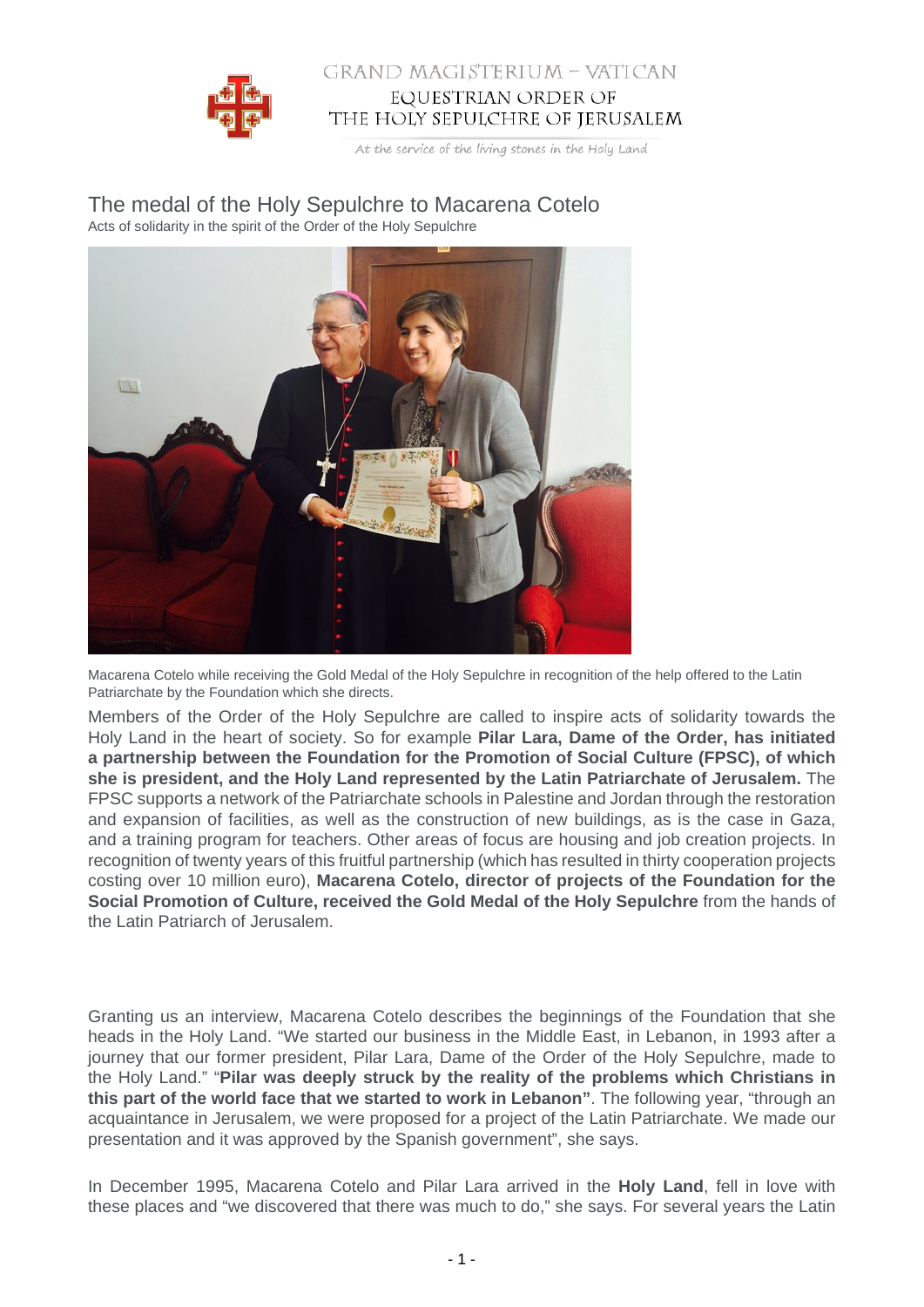# The medal of the Holy Sepulchre to Macarena Cotelo

Acts of solidarity in the spirit of the Order of the Holy Sepulchre

Macarena Cotelo while receiving the Gold Medal of the Holy Sepulchre in recognition of the help offered to the Latin Patriarchate by the Foundation which she directs.

Members of the Order of the Holy Sepulchre are called to inspire acts of solidarity towards the Holy Land in the heart of society. So for example **Pilar Lara, Dame of the Order, has initiated a partnership between the Foundation for the Promotion of Social Culture (FPSC), of which she is president, and the Holy Land represented by the Latin Patriarchate of Jerusalem.** The FPSC supports a network of the Patriarchate schools in Palestine and Jordan through the restoration and expansion of facilities, as well as the construction of new buildings, as is the case in Gaza, and a training program for teachers. Other areas of focus are housing and job creation projects. In recognition of twenty years of this fruitful partnership (which has resulted in thirty cooperation projects costing over 10 million euro), **Macarena Cotelo, director of projects of the Foundation for the Social Promotion of Culture, received the Gold Medal of the Holy Sepulchre** from the hands of the Latin Patriarch of Jerusalem.

Granting us an interview, Macarena Cotelo describes the beginnings of the Foundation that she heads in the Holy Land. "We started our business in the Middle East, in Lebanon, in 1993 after a journey that our former president, Pilar Lara, Dame of the Order of the Holy Sepulchre, made to the Holy Land." "**Pilar was deeply struck by the reality of the problems which Christians in this part of the world face that we started to work in Lebanon"**. The following year, "through an acquaintance in Jerusalem, we were proposed for a project of the Latin Patriarchate. We made our presentation and it was approved by the Spanish government", she says.

In December 1995, Macarena Cotelo and Pilar Lara arrived in the **Holy Land**, fell in love with these places and "we discovered that there was much to do," she says. For several years the Latin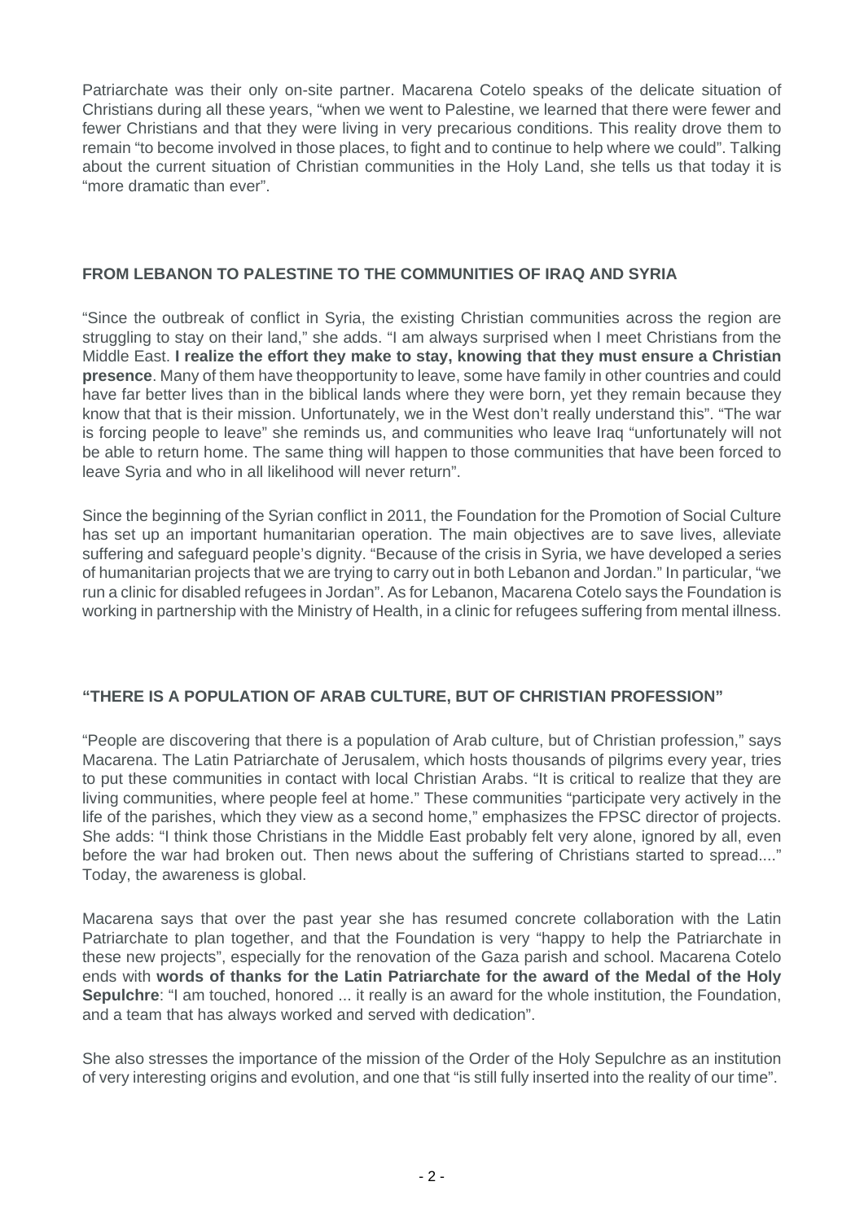Patriarchate was their only on-site partner. Macarena Cotelo speaks of the delicate situation of Christians during all these years, "when we went to Palestine, we learned that there were fewer and fewer Christians and that they were living in very precarious conditions. This reality drove them to remain "to become involved in those places, to fight and to continue to help where we could". Talking about the current situation of Christian communities in the Holy Land, she tells us that today it is "more dramatic than ever".

## FROM LEBANON TO PALESTINE TO THE COMMUNITIES OF IRAQ AND SYRIA

"Since the outbreak of conflict in Syria, the existing Christian communities across the region are struggling to stay on their land," she adds. "I am always surprised when I meet Christians from the Middle East. **I realize the effort they make to stay, knowing that they must ensure a Christian presence**. Many of them have theopportunity to leave, some have family in other countries and could have far better lives than in the biblical lands where they were born, yet they remain because they know that that is their mission. Unfortunately, we in the West don't really understand this". "The war is forcing people to leave" she reminds us, and communities who leave Iraq "unfortunately will not be able to return home. The same thing will happen to those communities that have been forced to leave Syria and who in all likelihood will never return".

Since the beginning of the Syrian conflict in 2011, the Foundation for the Promotion of Social Culture has set up an important humanitarian operation. The main objectives are to save lives, alleviate suffering and safeguard people's dignity. "Because of the crisis in Syria, we have developed a series of humanitarian projects that we are trying to carry out in both Lebanon and Jordan." In particular, "we run a clinic for disabled refugees in Jordan". As for Lebanon, Macarena Cotelo says the Foundation is working in partnership with the Ministry of Health, in a clinic for refugees suffering from mental illness.

## "THERE IS A POPULATION OF ARAB CULTURE, BUT OF CHRISTIAN PROFESSION"

"People are discovering that there is a population of Arab culture, but of Christian profession," says Macarena. The Latin Patriarchate of Jerusalem, which hosts thousands of pilgrims every year, tries to put these communities in contact with local Christian Arabs. "It is critical to realize that they are living communities, where people feel at home." These communities "participate very actively in the life of the parishes, which they view as a second home," emphasizes the FPSC director of projects. She adds: "I think those Christians in the Middle East probably felt very alone, ignored by all, even before the war had broken out. Then news about the suffering of Christians started to spread...." Today, the awareness is global.

Macarena says that over the past year she has resumed concrete collaboration with the Latin Patriarchate to plan together, and that the Foundation is very "happy to help the Patriarchate in these new projects", especially for the renovation of the Gaza parish and school. Macarena Cotelo ends with **words of thanks for the Latin Patriarchate for the award of the Medal of the Holy Sepulchre**: "I am touched, honored ... it really is an award for the whole institution, the Foundation, and a team that has always worked and served with dedication".

She also stresses the importance of the mission of the Order of the Holy Sepulchre as an institution of very interesting origins and evolution, and one that "is still fully inserted into the reality of our time".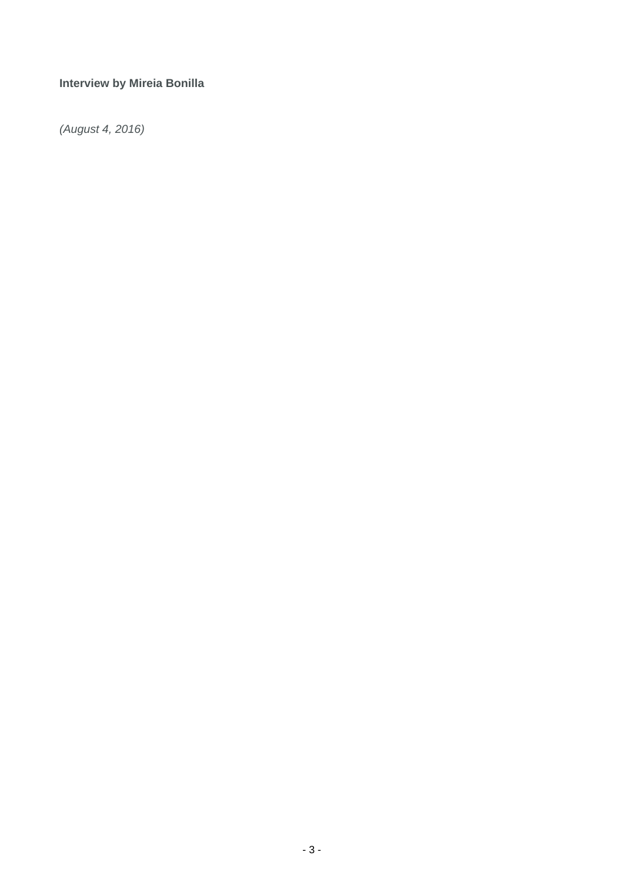**Interview by Mireia Bonilla**

*(August 4, 2016)*